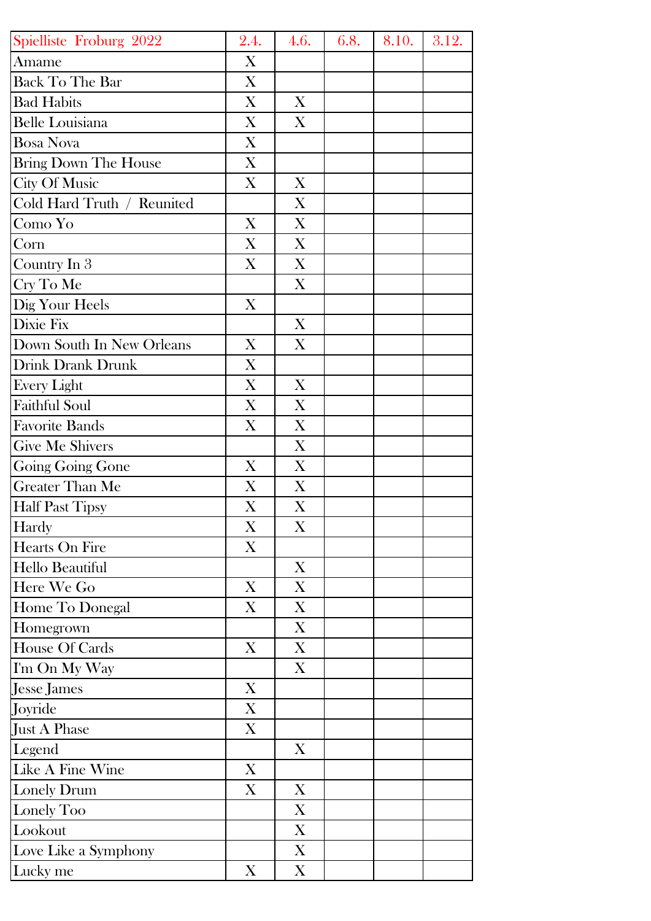| Spielliste Froburg 2022 | 2.4. | 4.6. | 6.8. | 8.10. | 3.12. |
|---|---|---|---|---|---|
| Amame | X | | | | |
| Back To The Bar | X | | | | |
| Bad Habits | X | X | | | |
| Belle Louisiana | X | X | | | |
| Bosa Nova | X | | | | |
| Bring Down The House | X | | | | |
| City Of Music | X | X | | | |
| Cold Hard Truth / Reunited | | X | | | |
| Como Yo | X | X | | | |
| Corn | X | X | | | |
| Country In 3 | X | X | | | |
| Cry To Me | | X | | | |
| Dig Your Heels | X | | | | |
| Dixie Fix | | X | | | |
| Down South In New Orleans | X | X | | | |
| Drink Drank Drunk | X | | | | |
| Every Light | X | X | | | |
| Faithful Soul | X | X | | | |
| Favorite Bands | X | X | | | |
| Give Me Shivers | | X | | | |
| Going Going Gone | X | X | | | |
| Greater Than Me | X | X | | | |
| Half Past Tipsy | X | X | | | |
| Hardy | X | X | | | |
| Hearts On Fire | X | | | | |
| Hello Beautiful | | X | | | |
| Here We Go | X | X | | | |
| Home To Donegal | X | X | | | |
| Homegrown | | X | | | |
| House Of Cards | X | X | | | |
| I'm On My Way | | X | | | |
| Jesse James | X | | | | |
| Joyride | X | | | | |
| Just A Phase | X | | | | |
| Legend | | X | | | |
| Like A Fine Wine | X | | | | |
| Lonely Drum | X | X | | | |
| Lonely Too | | X | | | |
| Lookout | | X | | | |
| Love Like a Symphony | | X | | | |
| Lucky me | X | X | | | |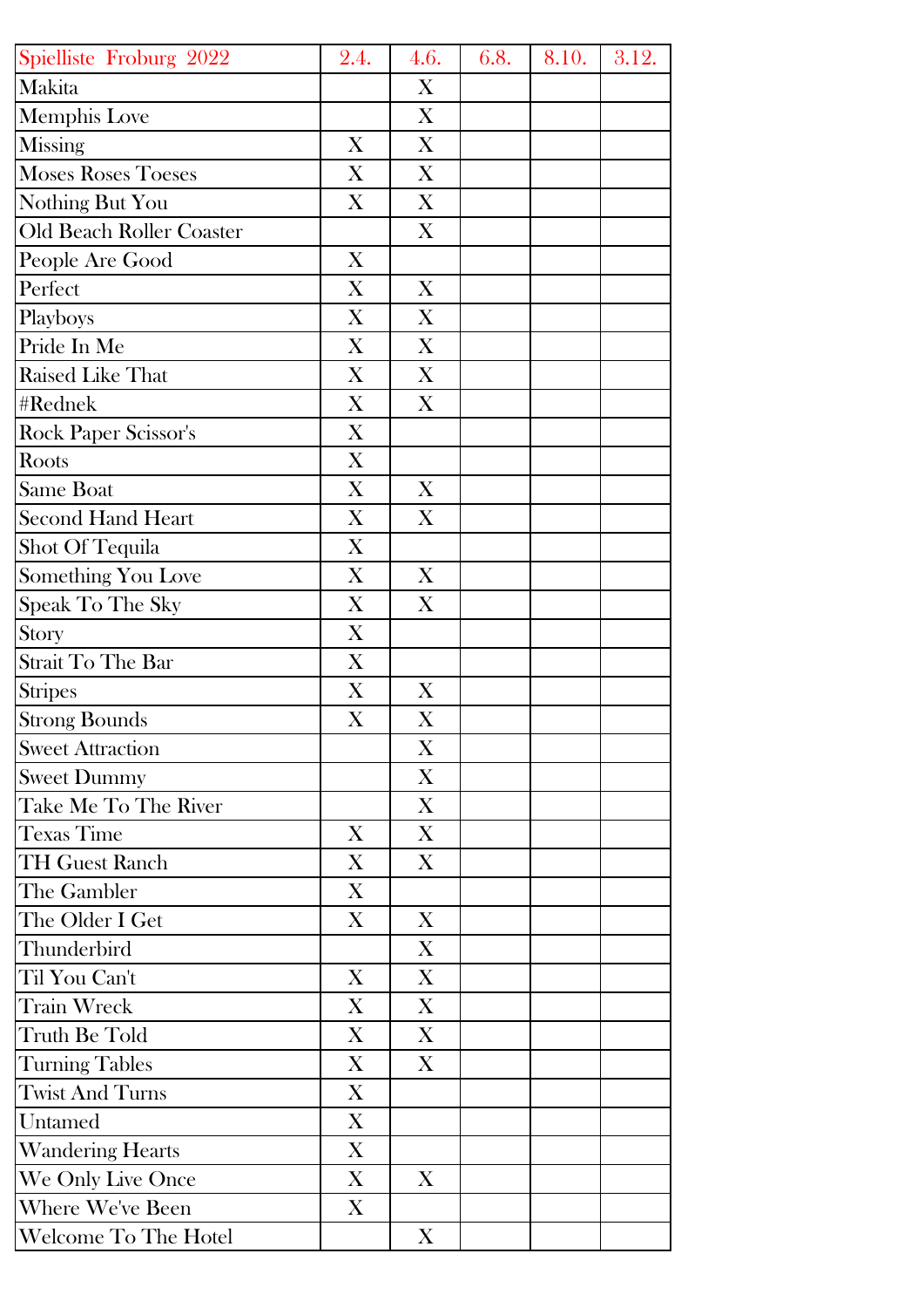| Spielliste Froburg 2022 | 2.4. | 4.6. | 6.8. | 8.10. | 3.12. |
|---|---|---|---|---|---|
| Makita | | X | | | |
| Memphis Love | | X | | | |
| Missing | X | X | | | |
| Moses Roses Toeses | X | X | | | |
| Nothing But You | X | X | | | |
| Old Beach Roller Coaster | | X | | | |
| People Are Good | X | | | | |
| Perfect | X | X | | | |
| Playboys | X | X | | | |
| Pride In Me | X | X | | | |
| Raised Like That | X | X | | | |
| #Rednek | X | X | | | |
| Rock Paper Scissor's | X | | | | |
| Roots | X | | | | |
| Same Boat | X | X | | | |
| Second Hand Heart | X | X | | | |
| Shot Of Tequila | X | | | | |
| Something You Love | X | X | | | |
| Speak To The Sky | X | X | | | |
| Story | X | | | | |
| Strait To The Bar | X | | | | |
| Stripes | X | X | | | |
| Strong Bounds | X | X | | | |
| Sweet Attraction | | X | | | |
| Sweet Dummy | | X | | | |
| Take Me To The River | | X | | | |
| Texas Time | X | X | | | |
| TH Guest Ranch | X | X | | | |
| The Gambler | X | | | | |
| The Older I Get | X | X | | | |
| Thunderbird | | X | | | |
| Til You Can't | X | X | | | |
| Train Wreck | X | X | | | |
| Truth Be Told | X | X | | | |
| Turning Tables | X | X | | | |
| Twist And Turns | X | | | | |
| Untamed | X | | | | |
| Wandering Hearts | X | | | | |
| We Only Live Once | X | X | | | |
| Where We've Been | X | | | | |
| Welcome To The Hotel | | X | | | |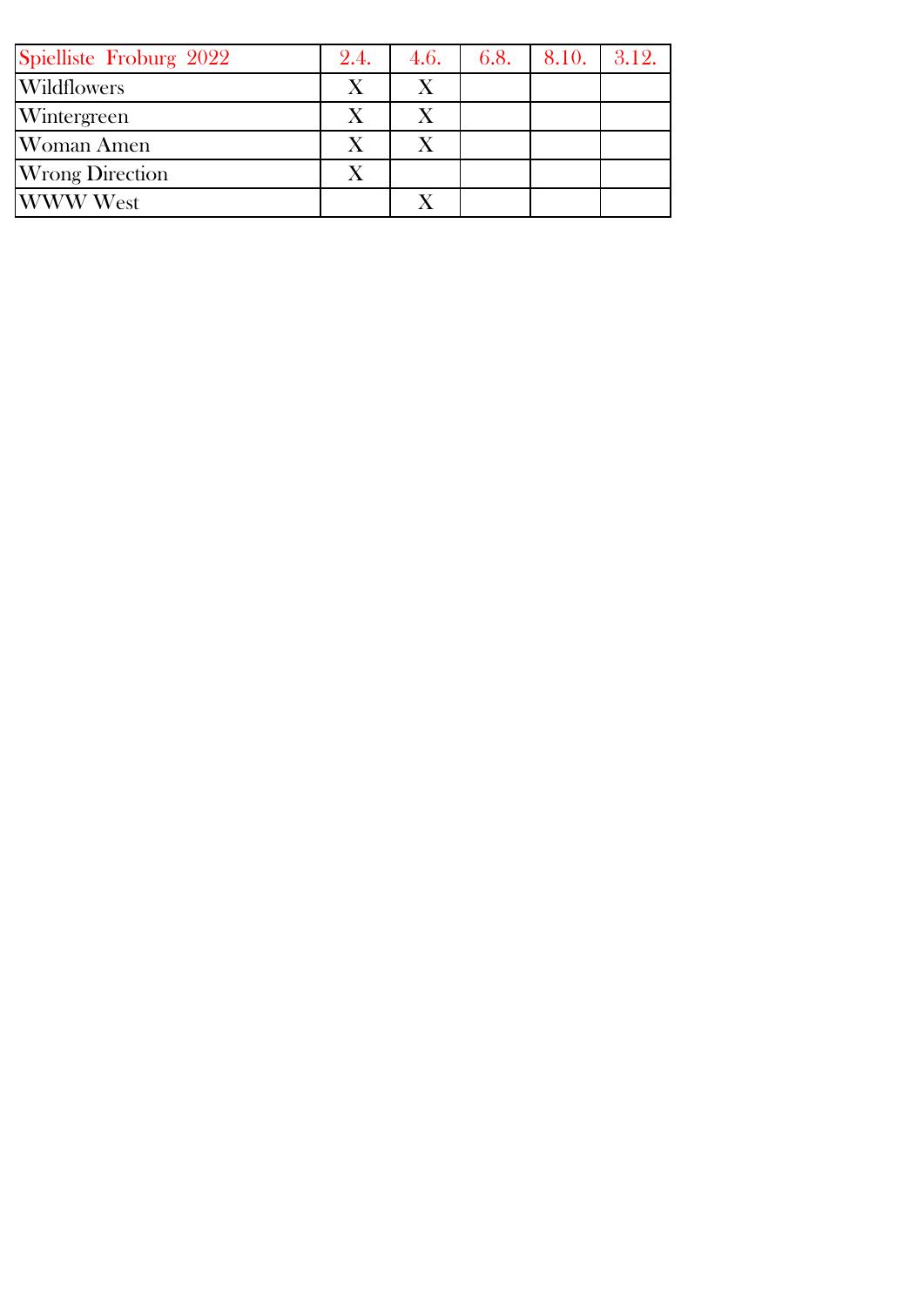| Spielliste  Froburg  2022 | 2.4. | 4.6. | 6.8. | 8.10. | 3.12. |
| --- | --- | --- | --- | --- | --- |
| Wildflowers | X | X | | | |
| Wintergreen | X | X | | | |
| Woman Amen | X | X | | | |
| Wrong Direction | X | | | | |
| WWW West | | X | | | |